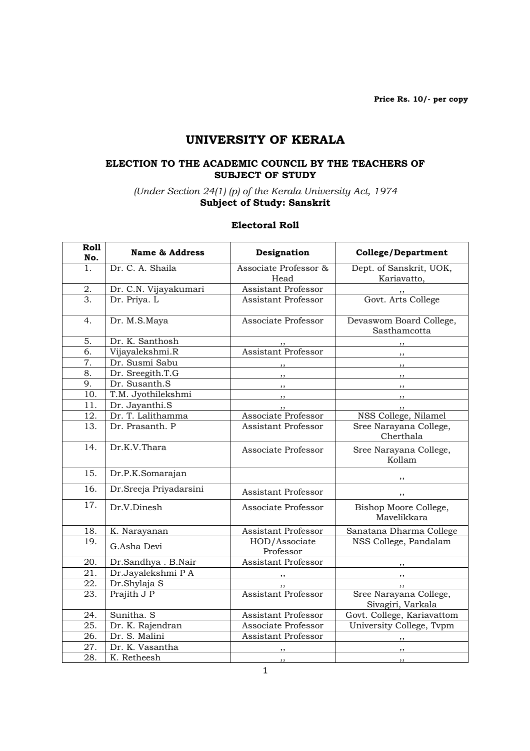Price Rs. 10/- per copy

# UNIVERSITY OF KERALA

### ELECTION TO THE ACADEMIC COUNCIL BY THE TEACHERS OF SUBJECT OF STUDY

*(Under Section 24(1) (p) of the Kerala University Act, 1974*
**Subject of Study: Sanskrit**

### Electoral Roll

| Roll No. | Name & Address | Designation | College/Department |
|---|---|---|---|
| 1. | Dr. C. A. Shaila | Associate Professor & Head | Dept. of Sanskrit, UOK, Kariavatto, |
| 2. | Dr. C.N. Vijayakumari | Assistant Professor | ,, |
| 3. | Dr. Priya. L | Assistant Professor | Govt. Arts College |
| 4. | Dr. M.S.Maya | Associate Professor | Devaswom Board College, Sasthamcotta |
| 5. | Dr. K. Santhosh | ,, | ,, |
| 6. | Vijayalekshmi.R | Assistant Professor | ,, |
| 7. | Dr. Susmi Sabu | ,, | ,, |
| 8. | Dr. Sreegith.T.G | ,, | ,, |
| 9. | Dr. Susanth.S | ,, | ,, |
| 10. | T.M. Jyothilekshmi | ,, | ,, |
| 11. | Dr. Jayanthi.S | ,, | ,, |
| 12. | Dr. T. Lalithamma | Associate Professor | NSS College, Nilamel |
| 13. | Dr. Prasanth. P | Assistant Professor | Sree Narayana College, Cherthala |
| 14. | Dr.K.V.Thara | Associate Professor | Sree Narayana College, Kollam |
| 15. | Dr.P.K.Somarajan | | ,, |
| 16. | Dr.Sreeja Priyadarsini | Assistant Professor | ,, |
| 17. | Dr.V.Dinesh | Associate Professor | Bishop Moore College, Mavelikkara |
| 18. | K. Narayanan | Assistant Professor | Sanatana Dharma College |
| 19. | G.Asha Devi | HOD/Associate Professor | NSS College, Pandalam |
| 20. | Dr.Sandhya . B.Nair | Assistant Professor | ,, |
| 21. | Dr.Jayalekshmi P A | ,, | ,, |
| 22. | Dr.Shylaja S | ,, | ,, |
| 23. | Prajith J P | Assistant Professor | Sree Narayana College, Sivagiri, Varkala |
| 24. | Sunitha. S | Assistant Professor | Govt. College, Kariavattom |
| 25. | Dr. K. Rajendran | Associate Professor | University College, Tvpm |
| 26. | Dr. S. Malini | Assistant Professor | ,, |
| 27. | Dr. K. Vasantha | ,, | ,, |
| 28. | K. Retheesh | ,, | ,, |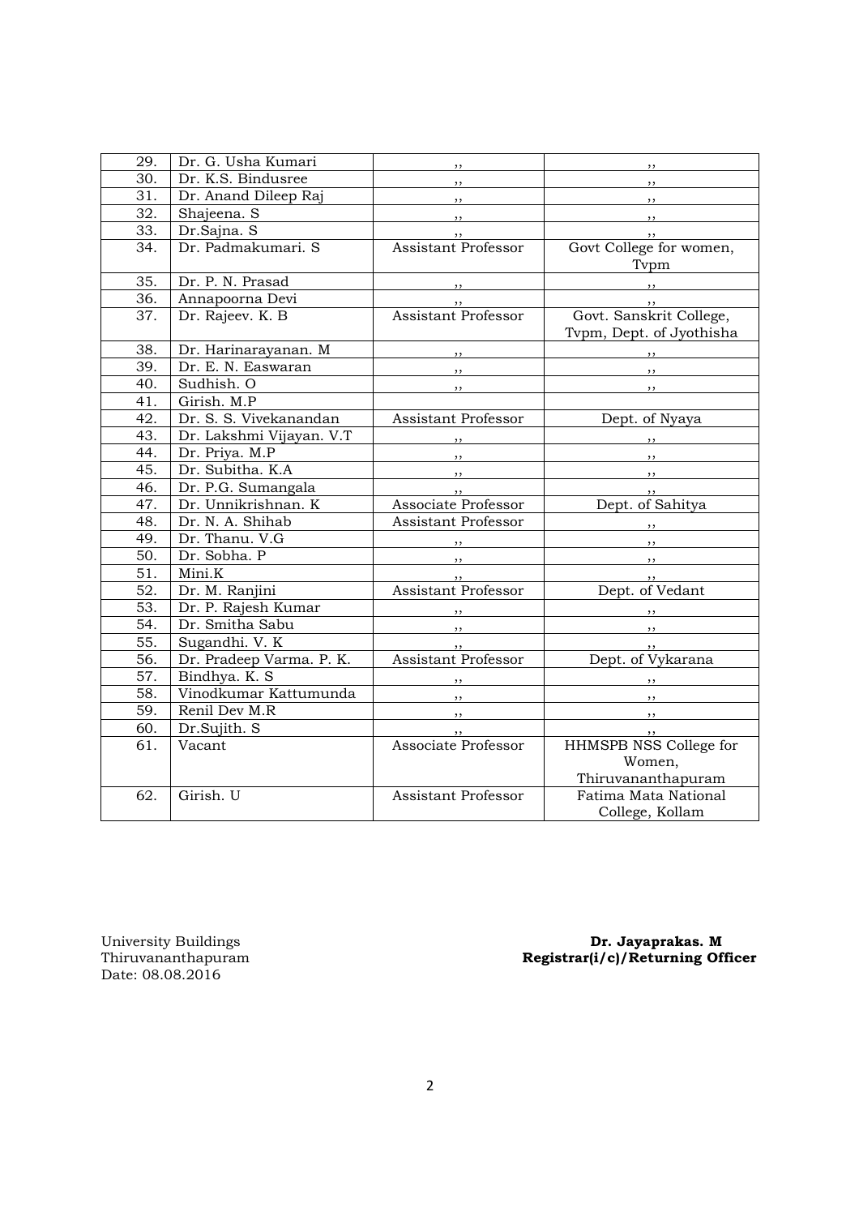| 29. | Dr. G. Usha Kumari | ,, | ,, |
|---|---|---|---|
| 30. | Dr. K.S. Bindusree | ,, | ,, |
| 31. | Dr. Anand Dileep Raj | ,, | ,, |
| 32. | Shajeena. S | ,, | ,, |
| 33. | Dr.Sajna. S | ,, | ,, |
| 34. | Dr. Padmakumari. S | Assistant Professor | Govt College for women, Tvpm |
| 35. | Dr. P. N. Prasad | ,, | ,, |
| 36. | Annapoorna Devi | ,, | ,, |
| 37. | Dr. Rajeev. K. B | Assistant Professor | Govt. Sanskrit College, Tvpm, Dept. of Jyothisha |
| 38. | Dr. Harinarayanan. M | ,, | ,, |
| 39. | Dr. E. N. Easwaran | ,, | ,, |
| 40. | Sudhish. O | ,, | ,, |
| 41. | Girish. M.P | | |
| 42. | Dr. S. S. Vivekanandan | Assistant Professor | Dept. of Nyaya |
| 43. | Dr. Lakshmi Vijayan. V.T | ,, | ,, |
| 44. | Dr. Priya. M.P | ,, | ,, |
| 45. | Dr. Subitha. K.A | ,, | ,, |
| 46. | Dr. P.G. Sumangala | ,, | ,, |
| 47. | Dr. Unnikrishnan. K | Associate Professor | Dept. of Sahitya |
| 48. | Dr. N. A. Shihab | Assistant Professor | ,, |
| 49. | Dr. Thanu. V.G | ,, | ,, |
| 50. | Dr. Sobha. P | ,, | ,, |
| 51. | Mini.K | ,, | ,, |
| 52. | Dr. M. Ranjini | Assistant Professor | Dept. of Vedant |
| 53. | Dr. P. Rajesh Kumar | ,, | ,, |
| 54. | Dr. Smitha Sabu | ,, | ,, |
| 55. | Sugandhi. V. K | ,, | ,, |
| 56. | Dr. Pradeep Varma. P. K. | Assistant Professor | Dept. of Vykarana |
| 57. | Bindhya. K. S | ,, | ,, |
| 58. | Vinodkumar Kattumunda | ,, | ,, |
| 59. | Renil Dev M.R | ,, | ,, |
| 60. | Dr.Sujith. S | ,, | ,, |
| 61. | Vacant | Associate Professor | HHMSPB NSS College for Women, Thiruvananthapuram |
| 62. | Girish. U | Assistant Professor | Fatima Mata National College, Kollam |

University Buildings
Thiruvananthapuram
Date: 08.08.2016

**Dr. Jayaprakas. M**
**Registrar(i/c)/Returning Officer**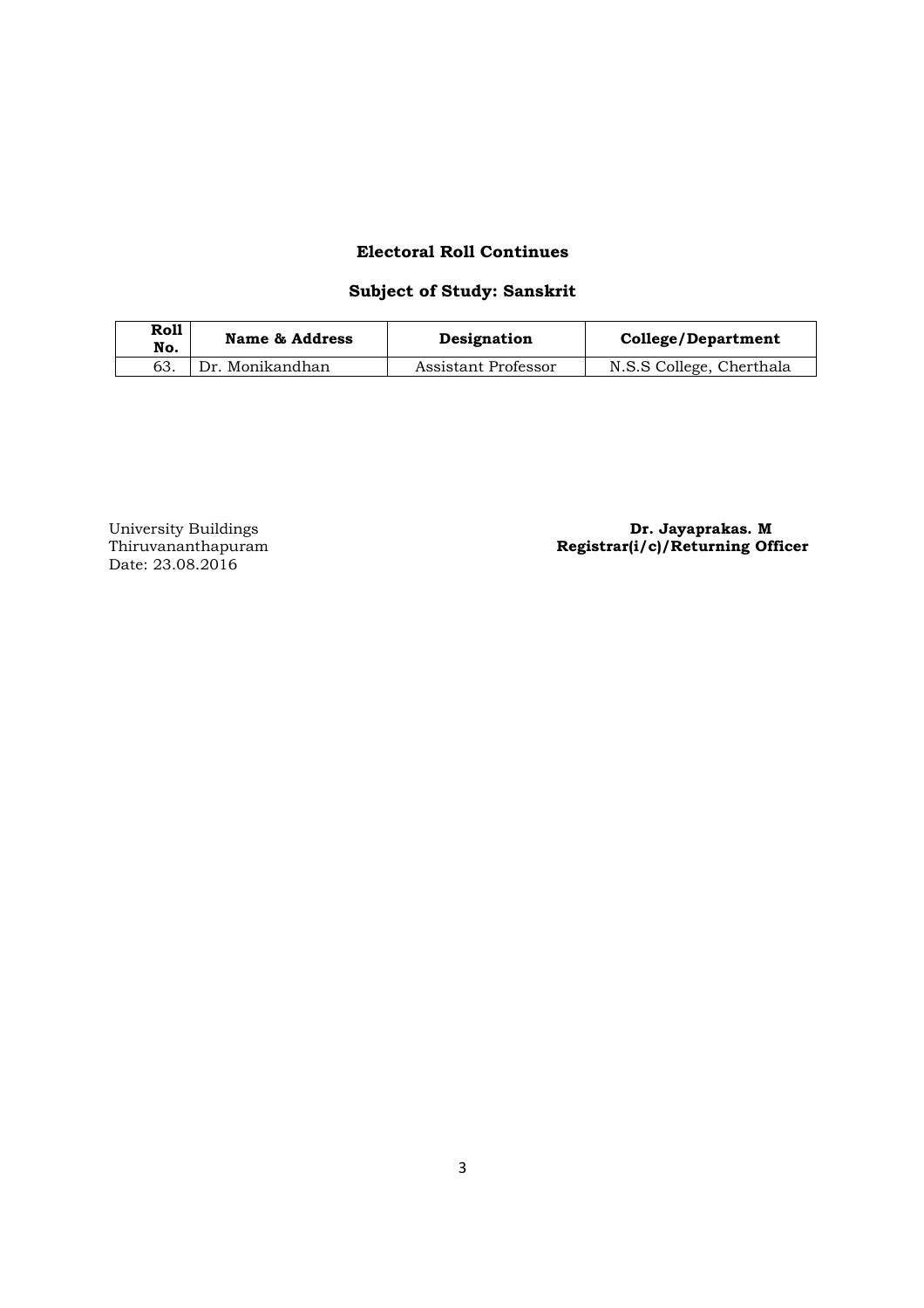**Electoral Roll Continues**

**Subject of Study: Sanskrit**

| Roll No. | Name & Address | Designation | College/Department |
|---|---|---|---|
| 63. | Dr. Monikandhan | Assistant Professor | N.S.S College, Cherthala |

University Buildings
Thiruvananthapuram
Date: 23.08.2016

**Dr. Jayaprakas. M**
**Registrar(i/c)/Returning Officer**